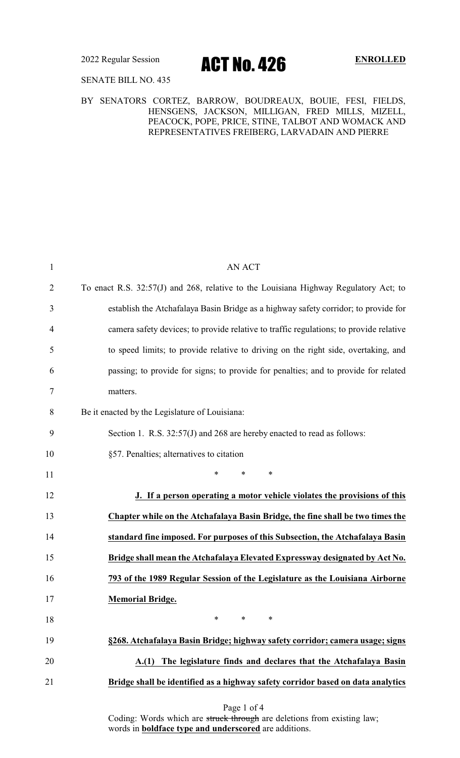2022 Regular Session

# ACT No. 426

**ENROLLED**

SENATE BILL NO. 435

BY SENATORS CORTEZ, BARROW, BOUDREAUX, BOUIE, FESI, FIELDS, HENSGENS, JACKSON, MILLIGAN, FRED MILLS, MIZELL, PEACOCK, POPE, PRICE, STINE, TALBOT AND WOMACK AND REPRESENTATIVES FREIBERG, LARVADAIN AND PIERRE

AN ACT

To enact R.S. 32:57(J) and 268, relative to the Louisiana Highway Regulatory Act; to establish the Atchafalaya Basin Bridge as a highway safety corridor; to provide for camera safety devices; to provide relative to traffic regulations; to provide relative to speed limits; to provide relative to driving on the right side, overtaking, and passing; to provide for signs; to provide for penalties; and to provide for related matters.

Be it enacted by the Legislature of Louisiana:

Section 1. R.S. 32:57(J) and 268 are hereby enacted to read as follows:

§57. Penalties; alternatives to citation

\* \* \*

**J. If a person operating a motor vehicle violates the provisions of this Chapter while on the Atchafalaya Basin Bridge, the fine shall be two times the standard fine imposed. For purposes of this Subsection, the Atchafalaya Basin Bridge shall mean the Atchafalaya Elevated Expressway designated by Act No. 793 of the 1989 Regular Session of the Legislature as the Louisiana Airborne Memorial Bridge.**

\* \* \*

**§268. Atchafalaya Basin Bridge; highway safety corridor; camera usage; signs**

**A.(1) The legislature finds and declares that the Atchafalaya Basin Bridge shall be identified as a highway safety corridor based on data analytics**

Coding: Words which are ~~struck through~~ are deletions from existing law; words in **boldface type and underscored** are additions.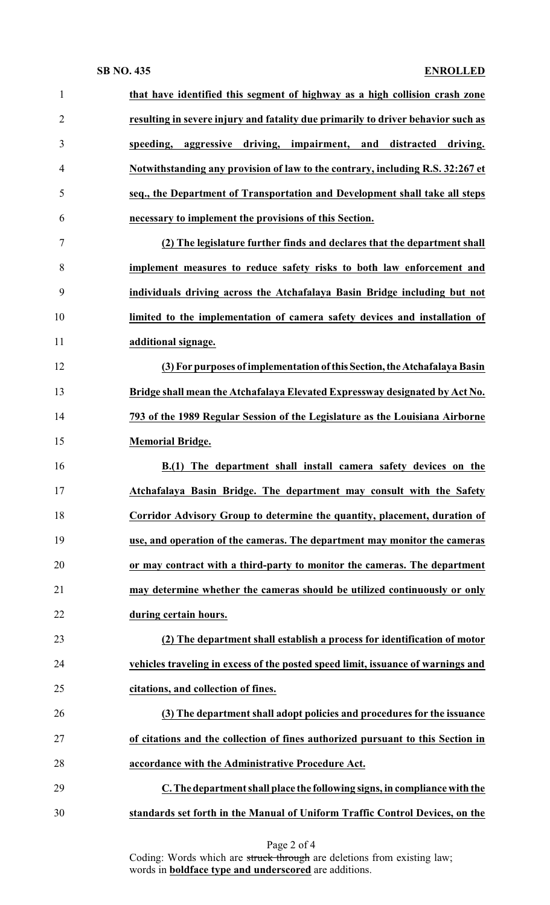**that have identified this segment of highway as a high collision crash zone resulting in severe injury and fatality due primarily to driver behavior such as speeding, aggressive driving, impairment, and distracted driving. Notwithstanding any provision of law to the contrary, including R.S. 32:267 et seq., the Department of Transportation and Development shall take all steps necessary to implement the provisions of this Section.**

**(2) The legislature further finds and declares that the department shall implement measures to reduce safety risks to both law enforcement and individuals driving across the Atchafalaya Basin Bridge including but not limited to the implementation of camera safety devices and installation of additional signage.**

**(3) For purposes of implementation of this Section, the Atchafalaya Basin Bridge shall mean the Atchafalaya Elevated Expressway designated by Act No. 793 of the 1989 Regular Session of the Legislature as the Louisiana Airborne Memorial Bridge.**

**B.(1) The department shall install camera safety devices on the Atchafalaya Basin Bridge. The department may consult with the Safety Corridor Advisory Group to determine the quantity, placement, duration of use, and operation of the cameras. The department may monitor the cameras or may contract with a third-party to monitor the cameras. The department may determine whether the cameras should be utilized continuously or only during certain hours.**

**(2) The department shall establish a process for identification of motor vehicles traveling in excess of the posted speed limit, issuance of warnings and citations, and collection of fines.**

**(3) The department shall adopt policies and procedures for the issuance of citations and the collection of fines authorized pursuant to this Section in accordance with the Administrative Procedure Act.**

**C. The department shall place the following signs, in compliance with the standards set forth in the Manual of Uniform Traffic Control Devices, on the**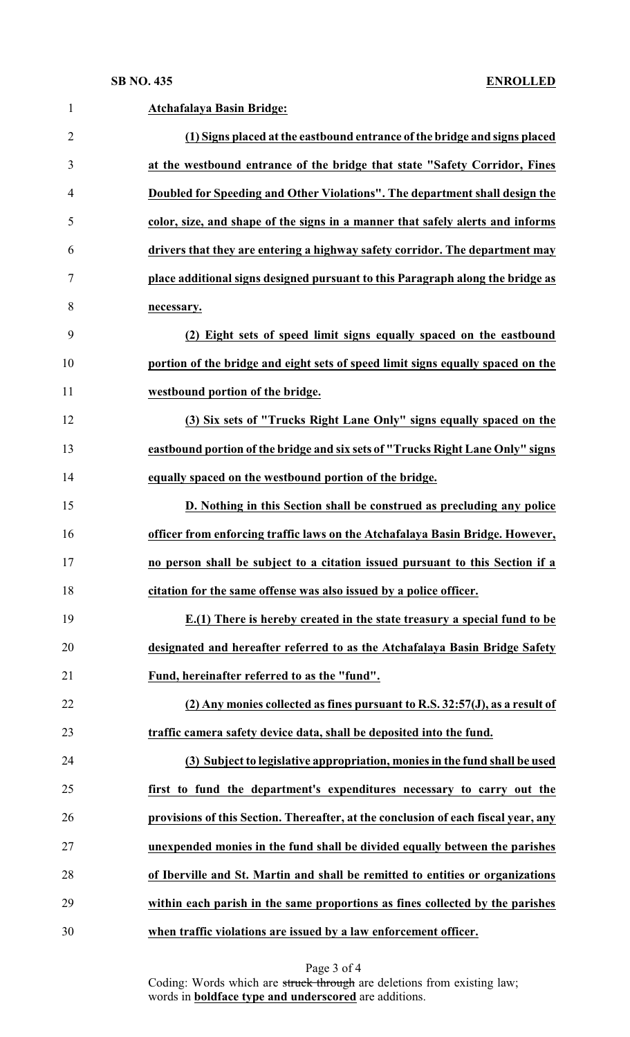**Atchafalaya Basin Bridge:**

**(1) Signs placed at the eastbound entrance of the bridge and signs placed at the westbound entrance of the bridge that state "Safety Corridor, Fines Doubled for Speeding and Other Violations". The department shall design the color, size, and shape of the signs in a manner that safely alerts and informs drivers that they are entering a highway safety corridor. The department may place additional signs designed pursuant to this Paragraph along the bridge as necessary.**

**(2) Eight sets of speed limit signs equally spaced on the eastbound portion of the bridge and eight sets of speed limit signs equally spaced on the westbound portion of the bridge.**

**(3) Six sets of "Trucks Right Lane Only" signs equally spaced on the eastbound portion of the bridge and six sets of "Trucks Right Lane Only" signs equally spaced on the westbound portion of the bridge.**

**D. Nothing in this Section shall be construed as precluding any police officer from enforcing traffic laws on the Atchafalaya Basin Bridge. However, no person shall be subject to a citation issued pursuant to this Section if a citation for the same offense was also issued by a police officer.**

**E.(1) There is hereby created in the state treasury a special fund to be designated and hereafter referred to as the Atchafalaya Basin Bridge Safety Fund, hereinafter referred to as the "fund".**

**(2) Any monies collected as fines pursuant to R.S. 32:57(J), as a result of traffic camera safety device data, shall be deposited into the fund.**

**(3) Subject to legislative appropriation, monies in the fund shall be used first to fund the department's expenditures necessary to carry out the provisions of this Section. Thereafter, at the conclusion of each fiscal year, any unexpended monies in the fund shall be divided equally between the parishes of Iberville and St. Martin and shall be remitted to entities or organizations within each parish in the same proportions as fines collected by the parishes when traffic violations are issued by a law enforcement officer.**

Coding: Words which are ~~struck through~~ are deletions from existing law; words in **boldface type and underscored** are additions.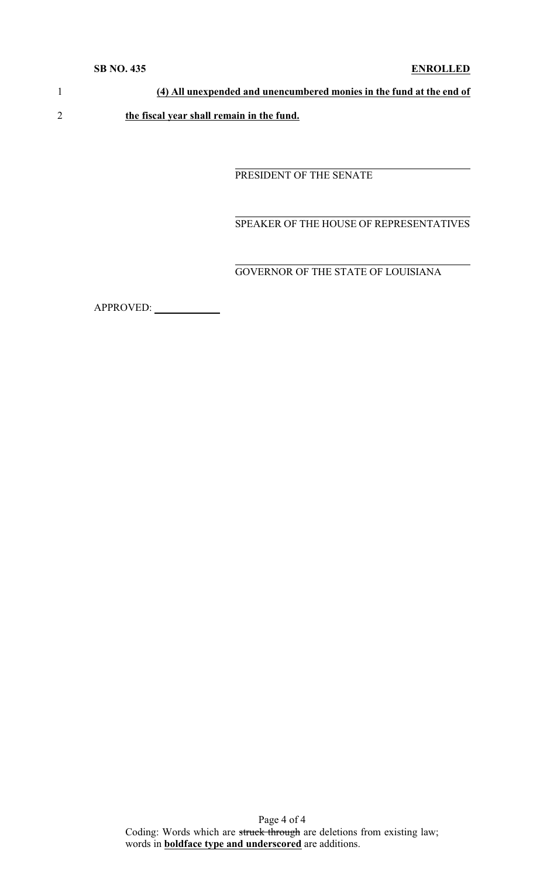**SB NO. 435** **ENROLLED**

**(4) All unexpended and unencumbered monies in the fund at the end of the fiscal year shall remain in the fund.**

PRESIDENT OF THE SENATE

SPEAKER OF THE HOUSE OF REPRESENTATIVES

GOVERNOR OF THE STATE OF LOUISIANA

APPROVED: \_\_\_\_\_\_\_\_\_\_\_\_

Coding: Words which are ~~struck through~~ are deletions from existing law; words in **boldface type and underscored** are additions.